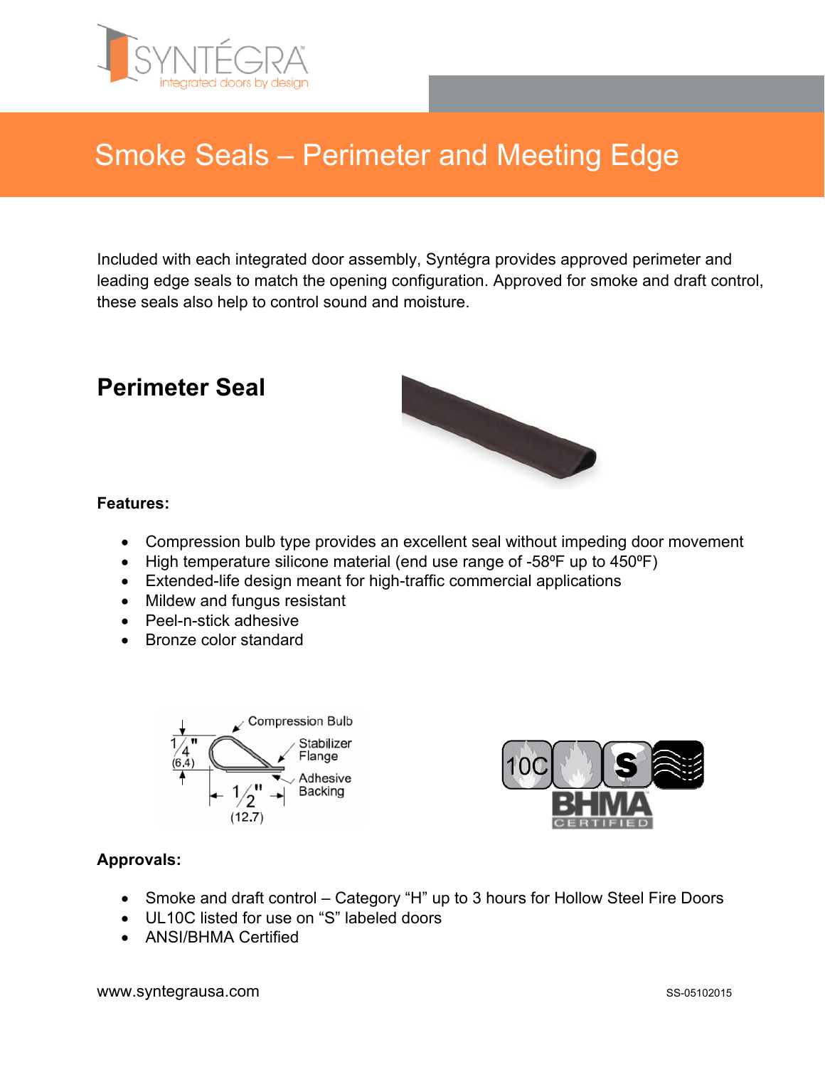# Smoke Seals – Perimeter and Meeting Edge

Included with each integrated door assembly, Syntégra provides approved perimeter and leading edge seals to match the opening configuration. Approved for smoke and draft control, these seals also help to control sound and moisture.

## Perimeter Seal

**Features:**

- Compression bulb type provides an excellent seal without impeding door movement
- High temperature silicone material (end use range of -58ºF up to 450ºF)
- Extended-life design meant for high-traffic commercial applications
- Mildew and fungus resistant
- Peel-n-stick adhesive
- Bronze color standard

**Approvals:**

- Smoke and draft control – Category "H" up to 3 hours for Hollow Steel Fire Doors
- UL10C listed for use on "S" labeled doors
- ANSI/BHMA Certified

www.syntegrausa.com

SS-05102015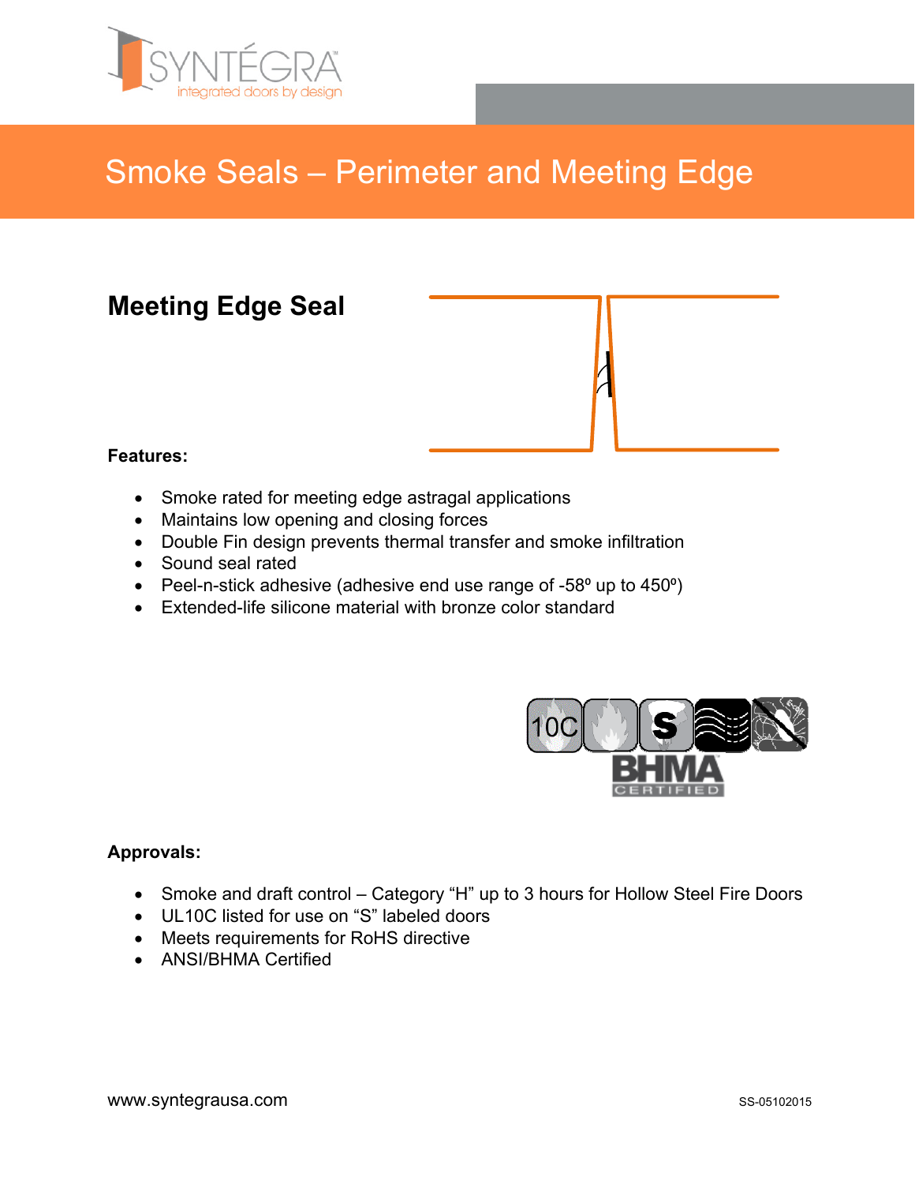# Smoke Seals – Perimeter and Meeting Edge

## Meeting Edge Seal

**Features:**

- Smoke rated for meeting edge astragal applications
- Maintains low opening and closing forces
- Double Fin design prevents thermal transfer and smoke infiltration
- Sound seal rated
- Peel-n-stick adhesive (adhesive end use range of -58º up to 450º)
- Extended-life silicone material with bronze color standard

10C

S

BHMA CERTIFIED

**Approvals:**

- Smoke and draft control – Category "H" up to 3 hours for Hollow Steel Fire Doors
- UL10C listed for use on "S" labeled doors
- Meets requirements for RoHS directive
- ANSI/BHMA Certified

www.syntegrausa.com

SS-05102015